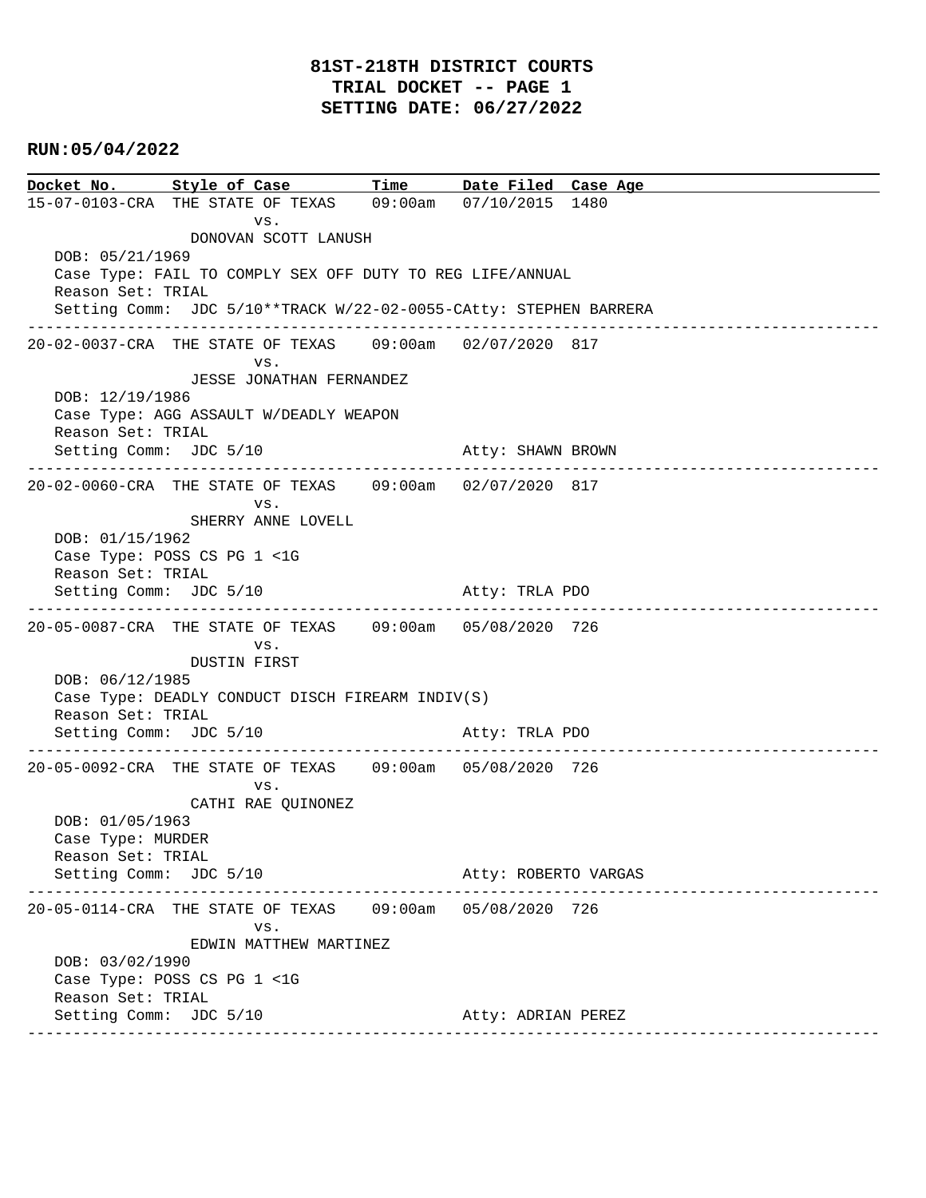# 81ST-218TH DISTRICT COURTS
# TRIAL DOCKET -- PAGE 1
# SETTING DATE: 06/27/2022

**RUN:05/04/2022**

| Docket No. | Style of Case | Time | Date Filed | Case Age |
|---|---|---|---|---|

15-07-0103-CRA THE STATE OF TEXAS 09:00am 07/10/2015 1480
vs.
DONOVAN SCOTT LANUSH
DOB: 05/21/1969
Case Type: FAIL TO COMPLY SEX OFF DUTY TO REG LIFE/ANNUAL
Reason Set: TRIAL
Setting Comm: JDC 5/10**TRACK W/22-02-0055-CAtty: STEPHEN BARRERA

---

20-02-0037-CRA THE STATE OF TEXAS 09:00am 02/07/2020 817
vs.
JESSE JONATHAN FERNANDEZ
DOB: 12/19/1986
Case Type: AGG ASSAULT W/DEADLY WEAPON
Reason Set: TRIAL
Setting Comm: JDC 5/10 Atty: SHAWN BROWN

---

20-02-0060-CRA THE STATE OF TEXAS 09:00am 02/07/2020 817
vs.
SHERRY ANNE LOVELL
DOB: 01/15/1962
Case Type: POSS CS PG 1 <1G
Reason Set: TRIAL
Setting Comm: JDC 5/10 Atty: TRLA PDO

---

20-05-0087-CRA THE STATE OF TEXAS 09:00am 05/08/2020 726
vs.
DUSTIN FIRST
DOB: 06/12/1985
Case Type: DEADLY CONDUCT DISCH FIREARM INDIV(S)
Reason Set: TRIAL
Setting Comm: JDC 5/10 Atty: TRLA PDO

---

20-05-0092-CRA THE STATE OF TEXAS 09:00am 05/08/2020 726
vs.
CATHI RAE QUINONEZ
DOB: 01/05/1963
Case Type: MURDER
Reason Set: TRIAL
Setting Comm: JDC 5/10 Atty: ROBERTO VARGAS

---

20-05-0114-CRA THE STATE OF TEXAS 09:00am 05/08/2020 726
vs.
EDWIN MATTHEW MARTINEZ
DOB: 03/02/1990
Case Type: POSS CS PG 1 <1G
Reason Set: TRIAL
Setting Comm: JDC 5/10 Atty: ADRIAN PEREZ

---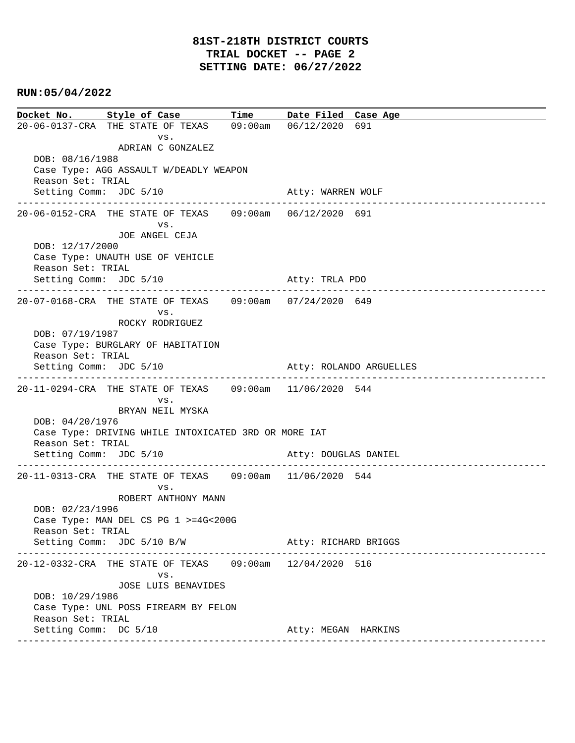# 81ST-218TH DISTRICT COURTS
## TRIAL DOCKET -- PAGE 2
## SETTING DATE: 06/27/2022

**RUN:05/04/2022**

| Docket No. | Style of Case | Time | Date Filed | Case Age |
|---|---|---|---|---|
| 20-06-0137-CRA | THE STATE OF TEXAS vs. ADRIAN C GONZALEZ | 09:00am | 06/12/2020 | 691 |

DOB: 08/16/1988
Case Type: AGG ASSAULT W/DEADLY WEAPON
Reason Set: TRIAL
Setting Comm: JDC 5/10 — Atty: WARREN WOLF

---

| Docket No. | Style of Case | Time | Date Filed | Case Age |
|---|---|---|---|---|
| 20-06-0152-CRA | THE STATE OF TEXAS vs. JOE ANGEL CEJA | 09:00am | 06/12/2020 | 691 |

DOB: 12/17/2000
Case Type: UNAUTH USE OF VEHICLE
Reason Set: TRIAL
Setting Comm: JDC 5/10 — Atty: TRLA PDO

---

| Docket No. | Style of Case | Time | Date Filed | Case Age |
|---|---|---|---|---|
| 20-07-0168-CRA | THE STATE OF TEXAS vs. ROCKY RODRIGUEZ | 09:00am | 07/24/2020 | 649 |

DOB: 07/19/1987
Case Type: BURGLARY OF HABITATION
Reason Set: TRIAL
Setting Comm: JDC 5/10 — Atty: ROLANDO ARGUELLES

---

| Docket No. | Style of Case | Time | Date Filed | Case Age |
|---|---|---|---|---|
| 20-11-0294-CRA | THE STATE OF TEXAS vs. BRYAN NEIL MYSKA | 09:00am | 11/06/2020 | 544 |

DOB: 04/20/1976
Case Type: DRIVING WHILE INTOXICATED 3RD OR MORE IAT
Reason Set: TRIAL
Setting Comm: JDC 5/10 — Atty: DOUGLAS DANIEL

---

| Docket No. | Style of Case | Time | Date Filed | Case Age |
|---|---|---|---|---|
| 20-11-0313-CRA | THE STATE OF TEXAS vs. ROBERT ANTHONY MANN | 09:00am | 11/06/2020 | 544 |

DOB: 02/23/1996
Case Type: MAN DEL CS PG 1 >=4G<200G
Reason Set: TRIAL
Setting Comm: JDC 5/10 B/W — Atty: RICHARD BRIGGS

---

| Docket No. | Style of Case | Time | Date Filed | Case Age |
|---|---|---|---|---|
| 20-12-0332-CRA | THE STATE OF TEXAS vs. JOSE LUIS BENAVIDES | 09:00am | 12/04/2020 | 516 |

DOB: 10/29/1986
Case Type: UNL POSS FIREARM BY FELON
Reason Set: TRIAL
Setting Comm: DC 5/10 — Atty: MEGAN HARKINS

---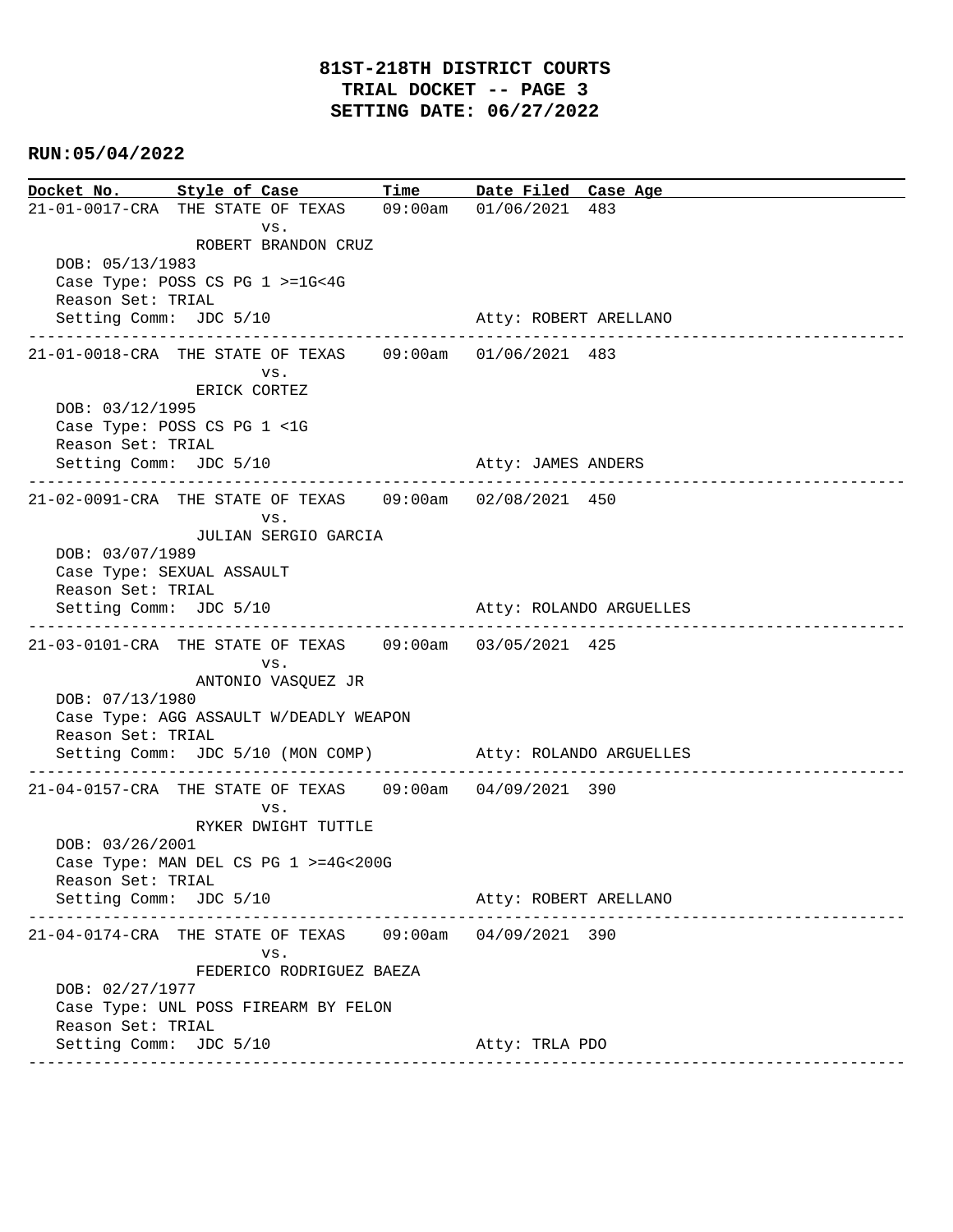# 81ST-218TH DISTRICT COURTS
## TRIAL DOCKET -- PAGE 3
## SETTING DATE: 06/27/2022

**RUN:05/04/2022**

| Docket No. | Style of Case | Time | Date Filed | Case Age |
|---|---|---|---|---|

21-01-0017-CRA THE STATE OF TEXAS 09:00am 01/06/2021 483
vs.
ROBERT BRANDON CRUZ
DOB: 05/13/1983
Case Type: POSS CS PG 1 >=1G<4G
Reason Set: TRIAL
Setting Comm: JDC 5/10 Atty: ROBERT ARELLANO

---

21-01-0018-CRA THE STATE OF TEXAS 09:00am 01/06/2021 483
vs.
ERICK CORTEZ
DOB: 03/12/1995
Case Type: POSS CS PG 1 <1G
Reason Set: TRIAL
Setting Comm: JDC 5/10 Atty: JAMES ANDERS

---

21-02-0091-CRA THE STATE OF TEXAS 09:00am 02/08/2021 450
vs.
JULIAN SERGIO GARCIA
DOB: 03/07/1989
Case Type: SEXUAL ASSAULT
Reason Set: TRIAL
Setting Comm: JDC 5/10 Atty: ROLANDO ARGUELLES

---

21-03-0101-CRA THE STATE OF TEXAS 09:00am 03/05/2021 425
vs.
ANTONIO VASQUEZ JR
DOB: 07/13/1980
Case Type: AGG ASSAULT W/DEADLY WEAPON
Reason Set: TRIAL
Setting Comm: JDC 5/10 (MON COMP) Atty: ROLANDO ARGUELLES

---

21-04-0157-CRA THE STATE OF TEXAS 09:00am 04/09/2021 390
vs.
RYKER DWIGHT TUTTLE
DOB: 03/26/2001
Case Type: MAN DEL CS PG 1 >=4G<200G
Reason Set: TRIAL
Setting Comm: JDC 5/10 Atty: ROBERT ARELLANO

---

21-04-0174-CRA THE STATE OF TEXAS 09:00am 04/09/2021 390
vs.
FEDERICO RODRIGUEZ BAEZA
DOB: 02/27/1977
Case Type: UNL POSS FIREARM BY FELON
Reason Set: TRIAL
Setting Comm: JDC 5/10 Atty: TRLA PDO

---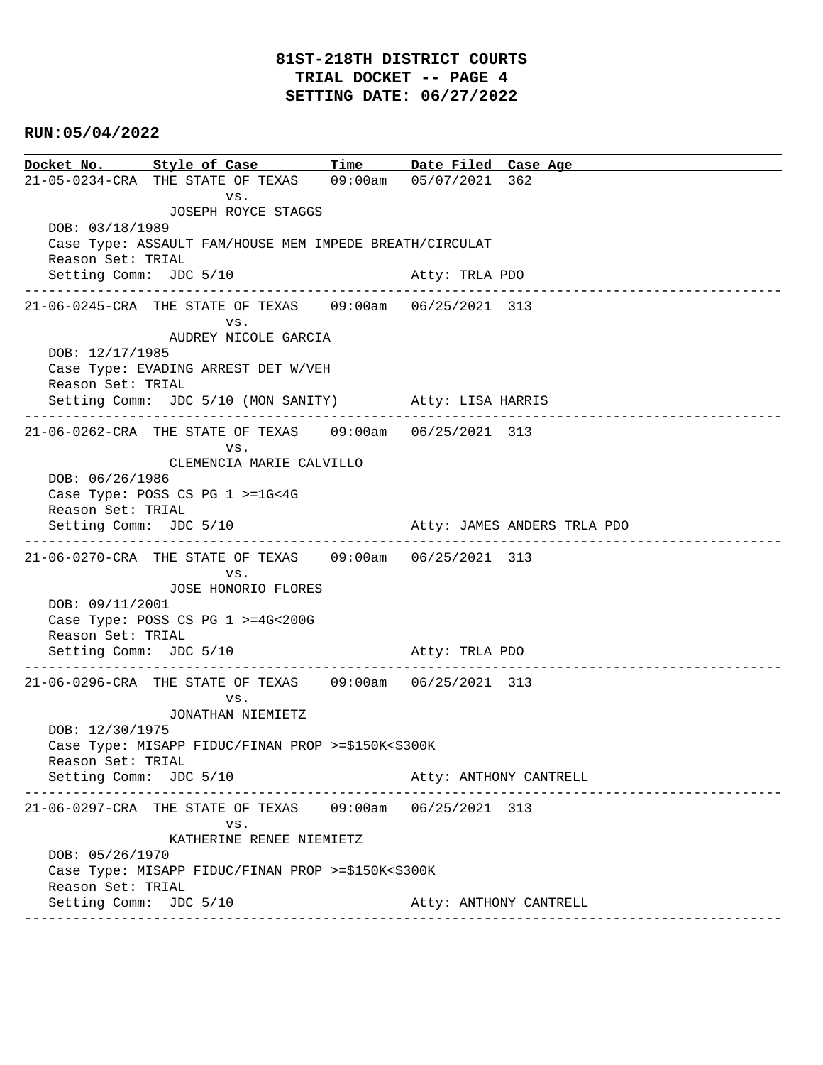# 81ST-218TH DISTRICT COURTS
## TRIAL DOCKET -- PAGE 4
## SETTING DATE: 06/27/2022

**RUN:05/04/2022**

| Docket No. | Style of Case | Time | Date Filed | Case Age |
|---|---|---|---|---|

---

**21-05-0234-CRA** THE STATE OF TEXAS vs. JOSEPH ROYCE STAGGS — 09:00am — 05/07/2021 — 362

DOB: 03/18/1989
Case Type: ASSAULT FAM/HOUSE MEM IMPEDE BREATH/CIRCULAT
Reason Set: TRIAL
Setting Comm: JDC 5/10 — Atty: TRLA PDO

---

**21-06-0245-CRA** THE STATE OF TEXAS vs. AUDREY NICOLE GARCIA — 09:00am — 06/25/2021 — 313

DOB: 12/17/1985
Case Type: EVADING ARREST DET W/VEH
Reason Set: TRIAL
Setting Comm: JDC 5/10 (MON SANITY) — Atty: LISA HARRIS

---

**21-06-0262-CRA** THE STATE OF TEXAS vs. CLEMENCIA MARIE CALVILLO — 09:00am — 06/25/2021 — 313

DOB: 06/26/1986
Case Type: POSS CS PG 1 >=1G<4G
Reason Set: TRIAL
Setting Comm: JDC 5/10 — Atty: JAMES ANDERS TRLA PDO

---

**21-06-0270-CRA** THE STATE OF TEXAS vs. JOSE HONORIO FLORES — 09:00am — 06/25/2021 — 313

DOB: 09/11/2001
Case Type: POSS CS PG 1 >=4G<200G
Reason Set: TRIAL
Setting Comm: JDC 5/10 — Atty: TRLA PDO

---

**21-06-0296-CRA** THE STATE OF TEXAS vs. JONATHAN NIEMIETZ — 09:00am — 06/25/2021 — 313

DOB: 12/30/1975
Case Type: MISAPP FIDUC/FINAN PROP >=$150K<$300K
Reason Set: TRIAL
Setting Comm: JDC 5/10 — Atty: ANTHONY CANTRELL

---

**21-06-0297-CRA** THE STATE OF TEXAS vs. KATHERINE RENEE NIEMIETZ — 09:00am — 06/25/2021 — 313

DOB: 05/26/1970
Case Type: MISAPP FIDUC/FINAN PROP >=$150K<$300K
Reason Set: TRIAL
Setting Comm: JDC 5/10 — Atty: ANTHONY CANTRELL

---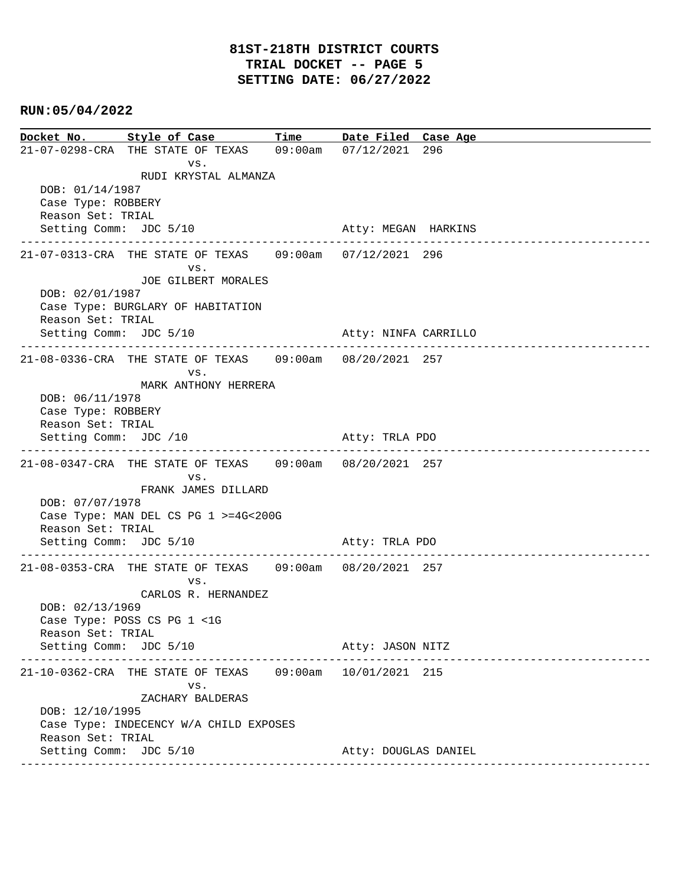# 81ST-218TH DISTRICT COURTS
## TRIAL DOCKET -- PAGE 5
## SETTING DATE: 06/27/2022

**RUN:05/04/2022**

| Docket No. | Style of Case | Time | Date Filed | Case Age |
|---|---|---|---|---|
| 21-07-0298-CRA | THE STATE OF TEXAS vs. RUDI KRYSTAL ALMANZA | 09:00am | 07/12/2021 | 296 |

DOB: 01/14/1987
Case Type: ROBBERY
Reason Set: TRIAL
Setting Comm: JDC 5/10 — Atty: MEGAN HARKINS

---

| Docket No. | Style of Case | Time | Date Filed | Case Age |
|---|---|---|---|---|
| 21-07-0313-CRA | THE STATE OF TEXAS vs. JOE GILBERT MORALES | 09:00am | 07/12/2021 | 296 |

DOB: 02/01/1987
Case Type: BURGLARY OF HABITATION
Reason Set: TRIAL
Setting Comm: JDC 5/10 — Atty: NINFA CARRILLO

---

| Docket No. | Style of Case | Time | Date Filed | Case Age |
|---|---|---|---|---|
| 21-08-0336-CRA | THE STATE OF TEXAS vs. MARK ANTHONY HERRERA | 09:00am | 08/20/2021 | 257 |

DOB: 06/11/1978
Case Type: ROBBERY
Reason Set: TRIAL
Setting Comm: JDC /10 — Atty: TRLA PDO

---

| Docket No. | Style of Case | Time | Date Filed | Case Age |
|---|---|---|---|---|
| 21-08-0347-CRA | THE STATE OF TEXAS vs. FRANK JAMES DILLARD | 09:00am | 08/20/2021 | 257 |

DOB: 07/07/1978
Case Type: MAN DEL CS PG 1 >=4G<200G
Reason Set: TRIAL
Setting Comm: JDC 5/10 — Atty: TRLA PDO

---

| Docket No. | Style of Case | Time | Date Filed | Case Age |
|---|---|---|---|---|
| 21-08-0353-CRA | THE STATE OF TEXAS vs. CARLOS R. HERNANDEZ | 09:00am | 08/20/2021 | 257 |

DOB: 02/13/1969
Case Type: POSS CS PG 1 <1G
Reason Set: TRIAL
Setting Comm: JDC 5/10 — Atty: JASON NITZ

---

| Docket No. | Style of Case | Time | Date Filed | Case Age |
|---|---|---|---|---|
| 21-10-0362-CRA | THE STATE OF TEXAS vs. ZACHARY BALDERAS | 09:00am | 10/01/2021 | 215 |

DOB: 12/10/1995
Case Type: INDECENCY W/A CHILD EXPOSES
Reason Set: TRIAL
Setting Comm: JDC 5/10 — Atty: DOUGLAS DANIEL

---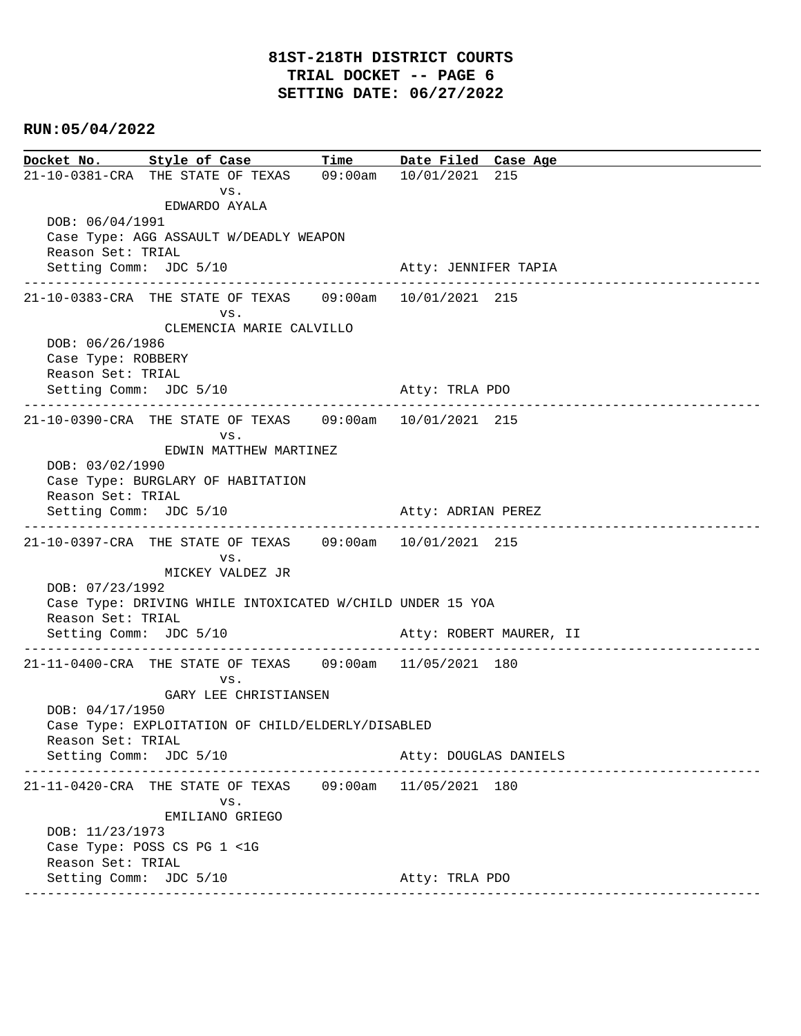# 81ST-218TH DISTRICT COURTS
## TRIAL DOCKET -- PAGE 6
## SETTING DATE: 06/27/2022

**RUN:05/04/2022**

| Docket No. | Style of Case | Time | Date Filed | Case Age |
|---|---|---|---|---|
| 21-10-0381-CRA | THE STATE OF TEXAS vs. EDWARDO AYALA | 09:00am | 10/01/2021 | 215 |

DOB: 06/04/1991
Case Type: AGG ASSAULT W/DEADLY WEAPON
Reason Set: TRIAL
Setting Comm: JDC 5/10 — Atty: JENNIFER TAPIA

---

| Docket No. | Style of Case | Time | Date Filed | Case Age |
|---|---|---|---|---|
| 21-10-0383-CRA | THE STATE OF TEXAS vs. CLEMENCIA MARIE CALVILLO | 09:00am | 10/01/2021 | 215 |

DOB: 06/26/1986
Case Type: ROBBERY
Reason Set: TRIAL
Setting Comm: JDC 5/10 — Atty: TRLA PDO

---

| Docket No. | Style of Case | Time | Date Filed | Case Age |
|---|---|---|---|---|
| 21-10-0390-CRA | THE STATE OF TEXAS vs. EDWIN MATTHEW MARTINEZ | 09:00am | 10/01/2021 | 215 |

DOB: 03/02/1990
Case Type: BURGLARY OF HABITATION
Reason Set: TRIAL
Setting Comm: JDC 5/10 — Atty: ADRIAN PEREZ

---

| Docket No. | Style of Case | Time | Date Filed | Case Age |
|---|---|---|---|---|
| 21-10-0397-CRA | THE STATE OF TEXAS vs. MICKEY VALDEZ JR | 09:00am | 10/01/2021 | 215 |

DOB: 07/23/1992
Case Type: DRIVING WHILE INTOXICATED W/CHILD UNDER 15 YOA
Reason Set: TRIAL
Setting Comm: JDC 5/10 — Atty: ROBERT MAURER, II

---

| Docket No. | Style of Case | Time | Date Filed | Case Age |
|---|---|---|---|---|
| 21-11-0400-CRA | THE STATE OF TEXAS vs. GARY LEE CHRISTIANSEN | 09:00am | 11/05/2021 | 180 |

DOB: 04/17/1950
Case Type: EXPLOITATION OF CHILD/ELDERLY/DISABLED
Reason Set: TRIAL
Setting Comm: JDC 5/10 — Atty: DOUGLAS DANIELS

---

| Docket No. | Style of Case | Time | Date Filed | Case Age |
|---|---|---|---|---|
| 21-11-0420-CRA | THE STATE OF TEXAS vs. EMILIANO GRIEGO | 09:00am | 11/05/2021 | 180 |

DOB: 11/23/1973
Case Type: POSS CS PG 1 <1G
Reason Set: TRIAL
Setting Comm: JDC 5/10 — Atty: TRLA PDO

---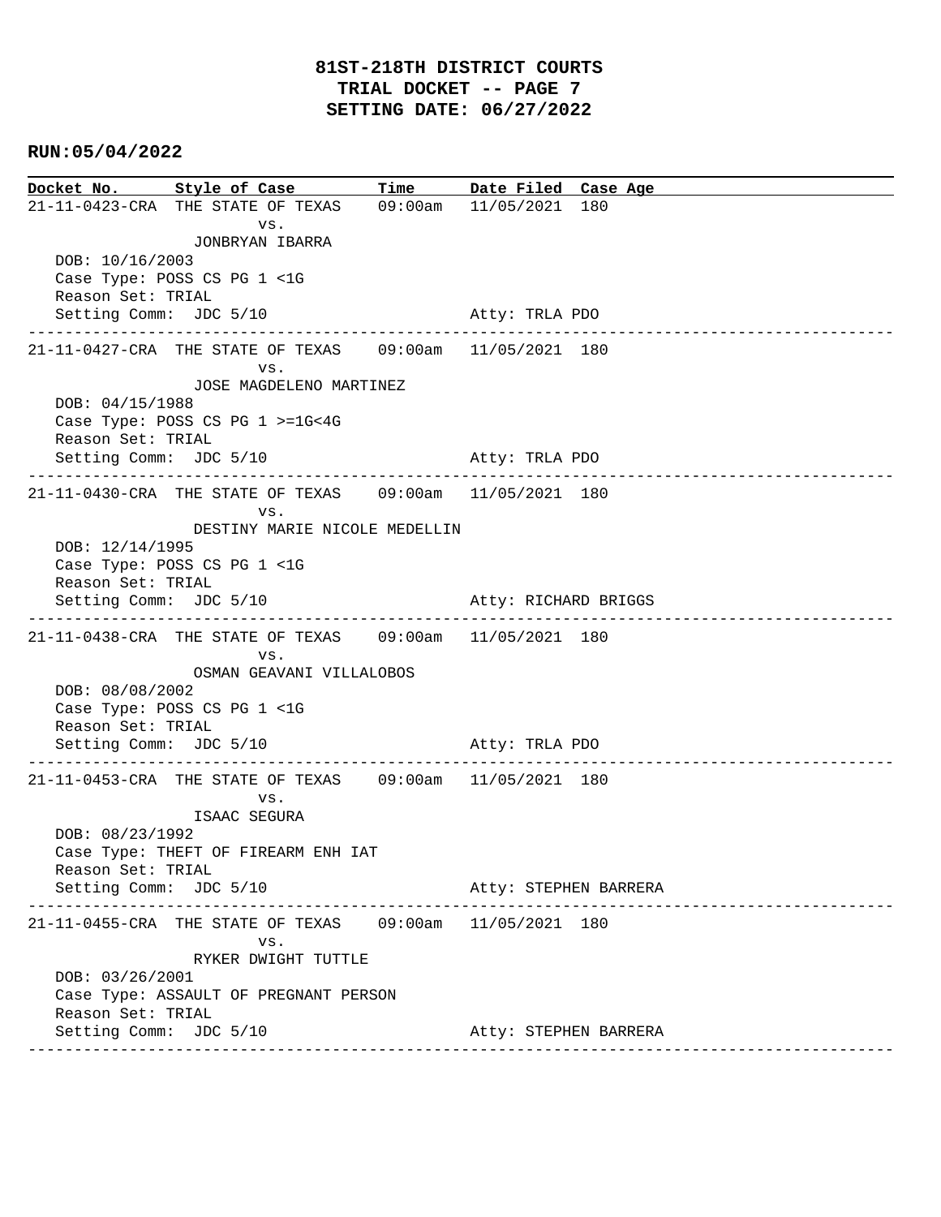# 81ST-218TH DISTRICT COURTS
## TRIAL DOCKET -- PAGE 7
## SETTING DATE: 06/27/2022

**RUN:05/04/2022**

| Docket No. | Style of Case | Time | Date Filed | Case Age |
|---|---|---|---|---|

```
21-11-0423-CRA  THE STATE OF TEXAS    09:00am  11/05/2021  180
                        vs.
                JONBRYAN IBARRA
  DOB: 10/16/2003
  Case Type: POSS CS PG 1 <1G
  Reason Set: TRIAL
  Setting Comm:  JDC 5/10                        Atty: TRLA PDO
-----------------------------------------------------------------------------------------------
21-11-0427-CRA  THE STATE OF TEXAS    09:00am  11/05/2021  180
                        vs.
                JOSE MAGDELENO MARTINEZ
  DOB: 04/15/1988
  Case Type: POSS CS PG 1 >=1G<4G
  Reason Set: TRIAL
  Setting Comm:  JDC 5/10                        Atty: TRLA PDO
-----------------------------------------------------------------------------------------------
21-11-0430-CRA  THE STATE OF TEXAS    09:00am  11/05/2021  180
                        vs.
                DESTINY MARIE NICOLE MEDELLIN
  DOB: 12/14/1995
  Case Type: POSS CS PG 1 <1G
  Reason Set: TRIAL
  Setting Comm:  JDC 5/10                        Atty: RICHARD BRIGGS
-----------------------------------------------------------------------------------------------
21-11-0438-CRA  THE STATE OF TEXAS    09:00am  11/05/2021  180
                        vs.
                OSMAN GEAVANI VILLALOBOS
  DOB: 08/08/2002
  Case Type: POSS CS PG 1 <1G
  Reason Set: TRIAL
  Setting Comm:  JDC 5/10                        Atty: TRLA PDO
-----------------------------------------------------------------------------------------------
21-11-0453-CRA  THE STATE OF TEXAS    09:00am  11/05/2021  180
                        vs.
                ISAAC SEGURA
  DOB: 08/23/1992
  Case Type: THEFT OF FIREARM ENH IAT
  Reason Set: TRIAL
  Setting Comm:  JDC 5/10                        Atty: STEPHEN BARRERA
-----------------------------------------------------------------------------------------------
21-11-0455-CRA  THE STATE OF TEXAS    09:00am  11/05/2021  180
                        vs.
                RYKER DWIGHT TUTTLE
  DOB: 03/26/2001
  Case Type: ASSAULT OF PREGNANT PERSON
  Reason Set: TRIAL
  Setting Comm:  JDC 5/10                        Atty: STEPHEN BARRERA
-----------------------------------------------------------------------------------------------
```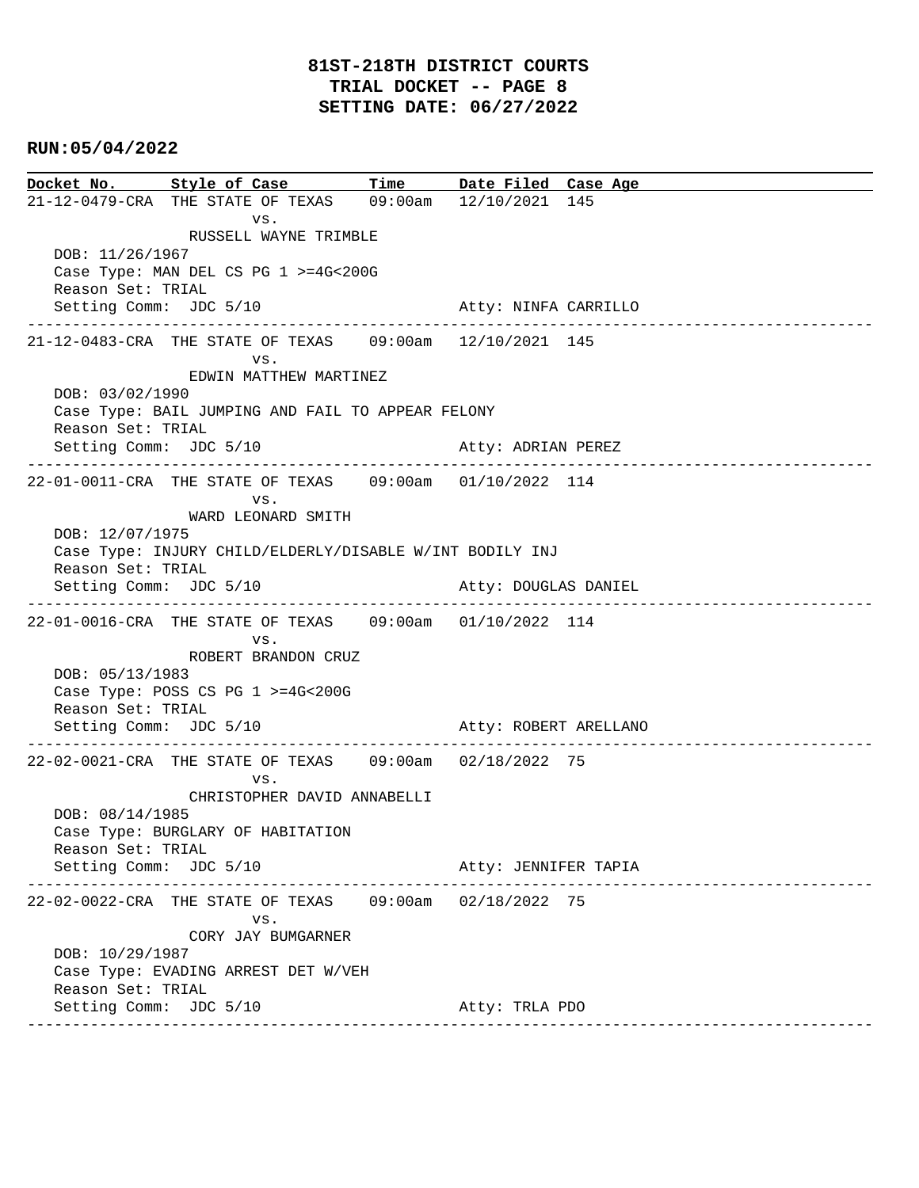# 81ST-218TH DISTRICT COURTS
# TRIAL DOCKET -- PAGE 8
# SETTING DATE: 06/27/2022

**RUN:05/04/2022**

| Docket No. | Style of Case | Time | Date Filed | Case Age |
|---|---|---|---|---|
| 21-12-0479-CRA | THE STATE OF TEXAS vs. RUSSELL WAYNE TRIMBLE | 09:00am | 12/10/2021 | 145 |

DOB: 11/26/1967
Case Type: MAN DEL CS PG 1 >=4G<200G
Reason Set: TRIAL
Setting Comm: JDC 5/10 — Atty: NINFA CARRILLO

---

| Docket No. | Style of Case | Time | Date Filed | Case Age |
|---|---|---|---|---|
| 21-12-0483-CRA | THE STATE OF TEXAS vs. EDWIN MATTHEW MARTINEZ | 09:00am | 12/10/2021 | 145 |

DOB: 03/02/1990
Case Type: BAIL JUMPING AND FAIL TO APPEAR FELONY
Reason Set: TRIAL
Setting Comm: JDC 5/10 — Atty: ADRIAN PEREZ

---

| Docket No. | Style of Case | Time | Date Filed | Case Age |
|---|---|---|---|---|
| 22-01-0011-CRA | THE STATE OF TEXAS vs. WARD LEONARD SMITH | 09:00am | 01/10/2022 | 114 |

DOB: 12/07/1975
Case Type: INJURY CHILD/ELDERLY/DISABLE W/INT BODILY INJ
Reason Set: TRIAL
Setting Comm: JDC 5/10 — Atty: DOUGLAS DANIEL

---

| Docket No. | Style of Case | Time | Date Filed | Case Age |
|---|---|---|---|---|
| 22-01-0016-CRA | THE STATE OF TEXAS vs. ROBERT BRANDON CRUZ | 09:00am | 01/10/2022 | 114 |

DOB: 05/13/1983
Case Type: POSS CS PG 1 >=4G<200G
Reason Set: TRIAL
Setting Comm: JDC 5/10 — Atty: ROBERT ARELLANO

---

| Docket No. | Style of Case | Time | Date Filed | Case Age |
|---|---|---|---|---|
| 22-02-0021-CRA | THE STATE OF TEXAS vs. CHRISTOPHER DAVID ANNABELLI | 09:00am | 02/18/2022 | 75 |

DOB: 08/14/1985
Case Type: BURGLARY OF HABITATION
Reason Set: TRIAL
Setting Comm: JDC 5/10 — Atty: JENNIFER TAPIA

---

| Docket No. | Style of Case | Time | Date Filed | Case Age |
|---|---|---|---|---|
| 22-02-0022-CRA | THE STATE OF TEXAS vs. CORY JAY BUMGARNER | 09:00am | 02/18/2022 | 75 |

DOB: 10/29/1987
Case Type: EVADING ARREST DET W/VEH
Reason Set: TRIAL
Setting Comm: JDC 5/10 — Atty: TRLA PDO

---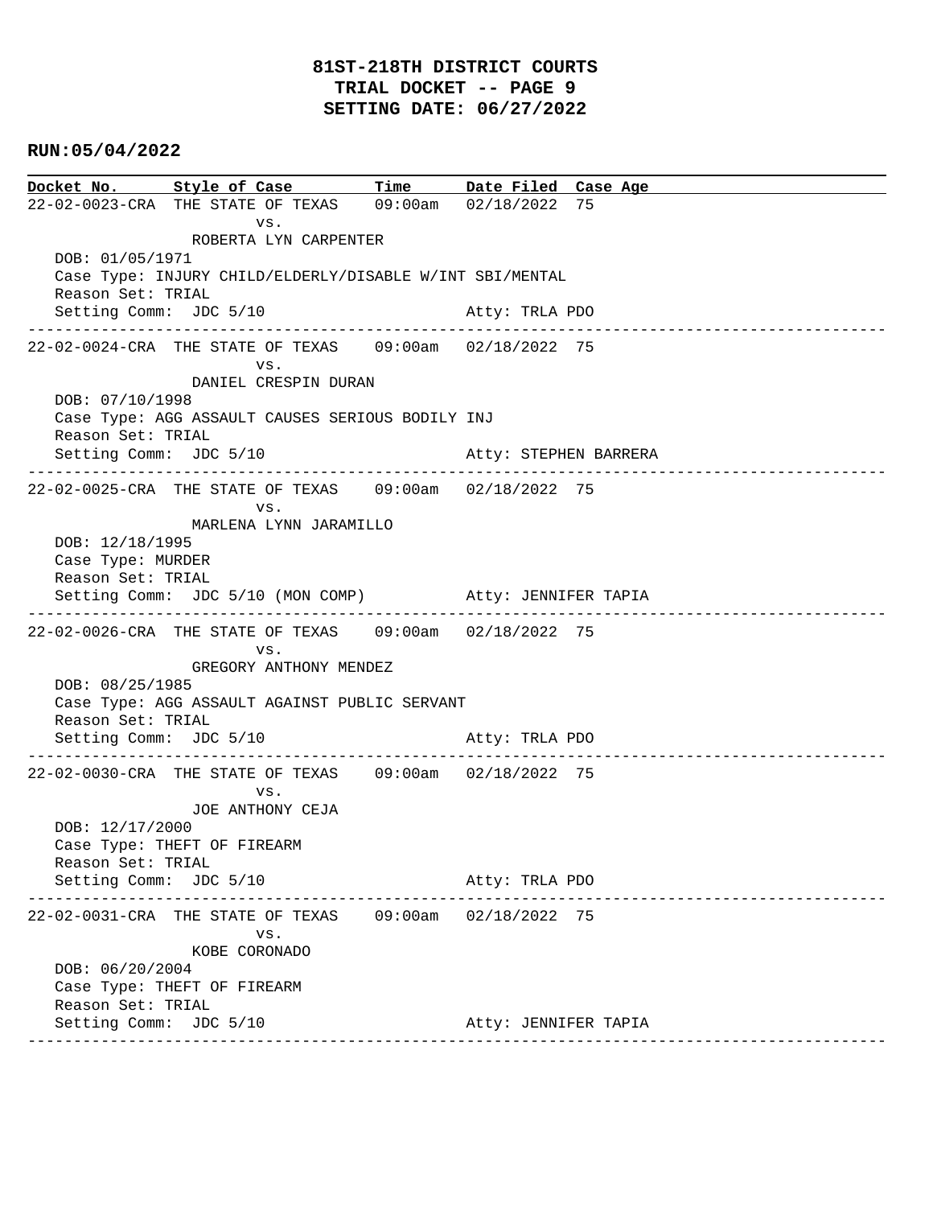# 81ST-218TH DISTRICT COURTS
# TRIAL DOCKET -- PAGE 9
# SETTING DATE: 06/27/2022

**RUN:05/04/2022**

| Docket No. | Style of Case | Time | Date Filed | Case Age |
|---|---|---|---|---|
| 22-02-0023-CRA | THE STATE OF TEXAS vs. ROBERTA LYN CARPENTER | 09:00am | 02/18/2022 | 75 |

DOB: 01/05/1971
Case Type: INJURY CHILD/ELDERLY/DISABLE W/INT SBI/MENTAL
Reason Set: TRIAL
Setting Comm: JDC 5/10 — Atty: TRLA PDO

---

| Docket No. | Style of Case | Time | Date Filed | Case Age |
|---|---|---|---|---|
| 22-02-0024-CRA | THE STATE OF TEXAS vs. DANIEL CRESPIN DURAN | 09:00am | 02/18/2022 | 75 |

DOB: 07/10/1998
Case Type: AGG ASSAULT CAUSES SERIOUS BODILY INJ
Reason Set: TRIAL
Setting Comm: JDC 5/10 — Atty: STEPHEN BARRERA

---

| Docket No. | Style of Case | Time | Date Filed | Case Age |
|---|---|---|---|---|
| 22-02-0025-CRA | THE STATE OF TEXAS vs. MARLENA LYNN JARAMILLO | 09:00am | 02/18/2022 | 75 |

DOB: 12/18/1995
Case Type: MURDER
Reason Set: TRIAL
Setting Comm: JDC 5/10 (MON COMP) — Atty: JENNIFER TAPIA

---

| Docket No. | Style of Case | Time | Date Filed | Case Age |
|---|---|---|---|---|
| 22-02-0026-CRA | THE STATE OF TEXAS vs. GREGORY ANTHONY MENDEZ | 09:00am | 02/18/2022 | 75 |

DOB: 08/25/1985
Case Type: AGG ASSAULT AGAINST PUBLIC SERVANT
Reason Set: TRIAL
Setting Comm: JDC 5/10 — Atty: TRLA PDO

---

| Docket No. | Style of Case | Time | Date Filed | Case Age |
|---|---|---|---|---|
| 22-02-0030-CRA | THE STATE OF TEXAS vs. JOE ANTHONY CEJA | 09:00am | 02/18/2022 | 75 |

DOB: 12/17/2000
Case Type: THEFT OF FIREARM
Reason Set: TRIAL
Setting Comm: JDC 5/10 — Atty: TRLA PDO

---

| Docket No. | Style of Case | Time | Date Filed | Case Age |
|---|---|---|---|---|
| 22-02-0031-CRA | THE STATE OF TEXAS vs. KOBE CORONADO | 09:00am | 02/18/2022 | 75 |

DOB: 06/20/2004
Case Type: THEFT OF FIREARM
Reason Set: TRIAL
Setting Comm: JDC 5/10 — Atty: JENNIFER TAPIA

---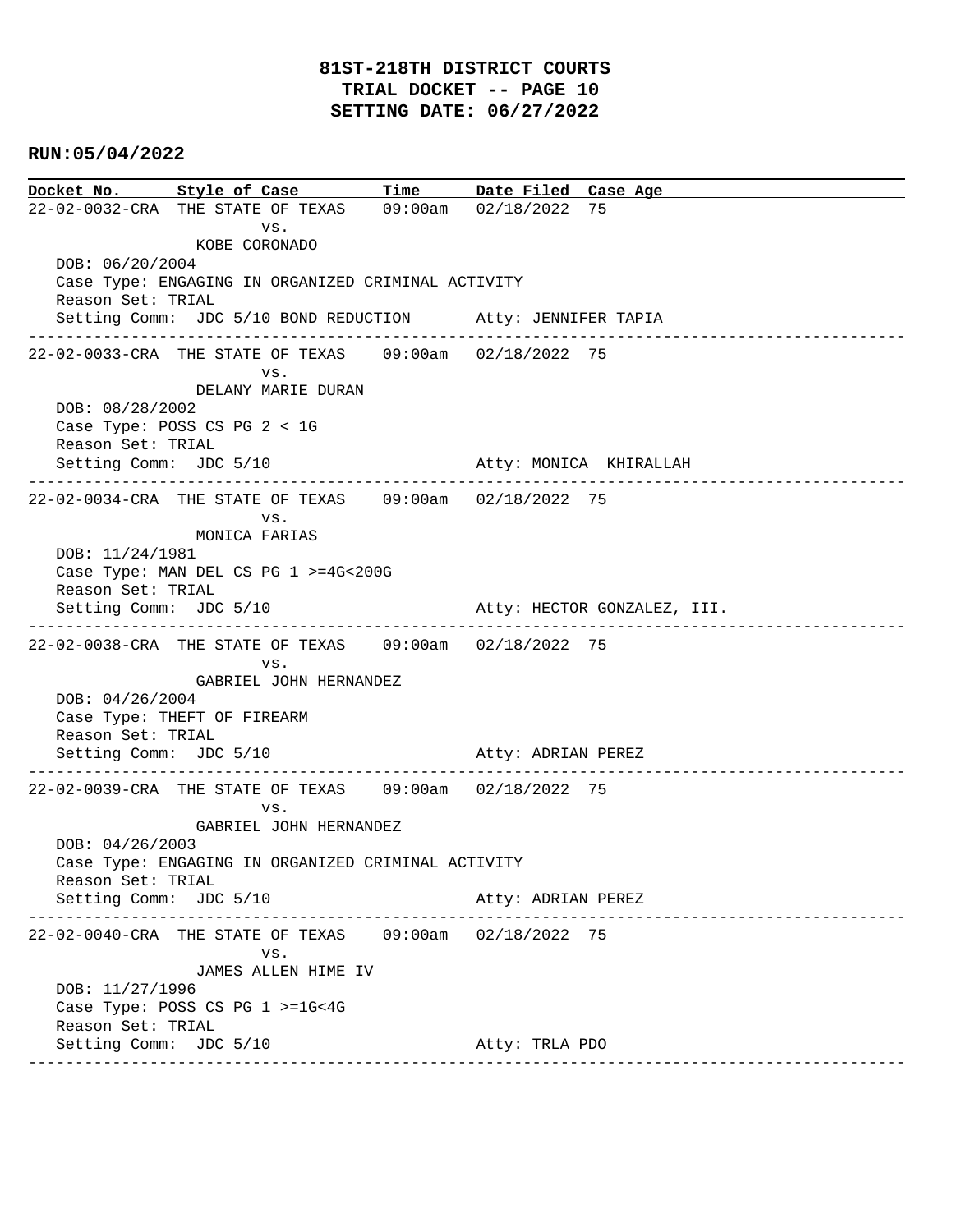# 81ST-218TH DISTRICT COURTS
## TRIAL DOCKET -- PAGE 10
## SETTING DATE: 06/27/2022

**RUN:05/04/2022**

| Docket No. | Style of Case | Time | Date Filed | Case Age |
|---|---|---|---|---|

22-02-0032-CRA THE STATE OF TEXAS 09:00am 02/18/2022 75
vs.
KOBE CORONADO
DOB: 06/20/2004
Case Type: ENGAGING IN ORGANIZED CRIMINAL ACTIVITY
Reason Set: TRIAL
Setting Comm: JDC 5/10 BOND REDUCTION Atty: JENNIFER TAPIA

---

22-02-0033-CRA THE STATE OF TEXAS 09:00am 02/18/2022 75
vs.
DELANY MARIE DURAN
DOB: 08/28/2002
Case Type: POSS CS PG 2 < 1G
Reason Set: TRIAL
Setting Comm: JDC 5/10 Atty: MONICA KHIRALLAH

---

22-02-0034-CRA THE STATE OF TEXAS 09:00am 02/18/2022 75
vs.
MONICA FARIAS
DOB: 11/24/1981
Case Type: MAN DEL CS PG 1 >=4G<200G
Reason Set: TRIAL
Setting Comm: JDC 5/10 Atty: HECTOR GONZALEZ, III.

---

22-02-0038-CRA THE STATE OF TEXAS 09:00am 02/18/2022 75
vs.
GABRIEL JOHN HERNANDEZ
DOB: 04/26/2004
Case Type: THEFT OF FIREARM
Reason Set: TRIAL
Setting Comm: JDC 5/10 Atty: ADRIAN PEREZ

---

22-02-0039-CRA THE STATE OF TEXAS 09:00am 02/18/2022 75
vs.
GABRIEL JOHN HERNANDEZ
DOB: 04/26/2003
Case Type: ENGAGING IN ORGANIZED CRIMINAL ACTIVITY
Reason Set: TRIAL
Setting Comm: JDC 5/10 Atty: ADRIAN PEREZ

---

22-02-0040-CRA THE STATE OF TEXAS 09:00am 02/18/2022 75
vs.
JAMES ALLEN HIME IV
DOB: 11/27/1996
Case Type: POSS CS PG 1 >=1G<4G
Reason Set: TRIAL
Setting Comm: JDC 5/10 Atty: TRLA PDO

---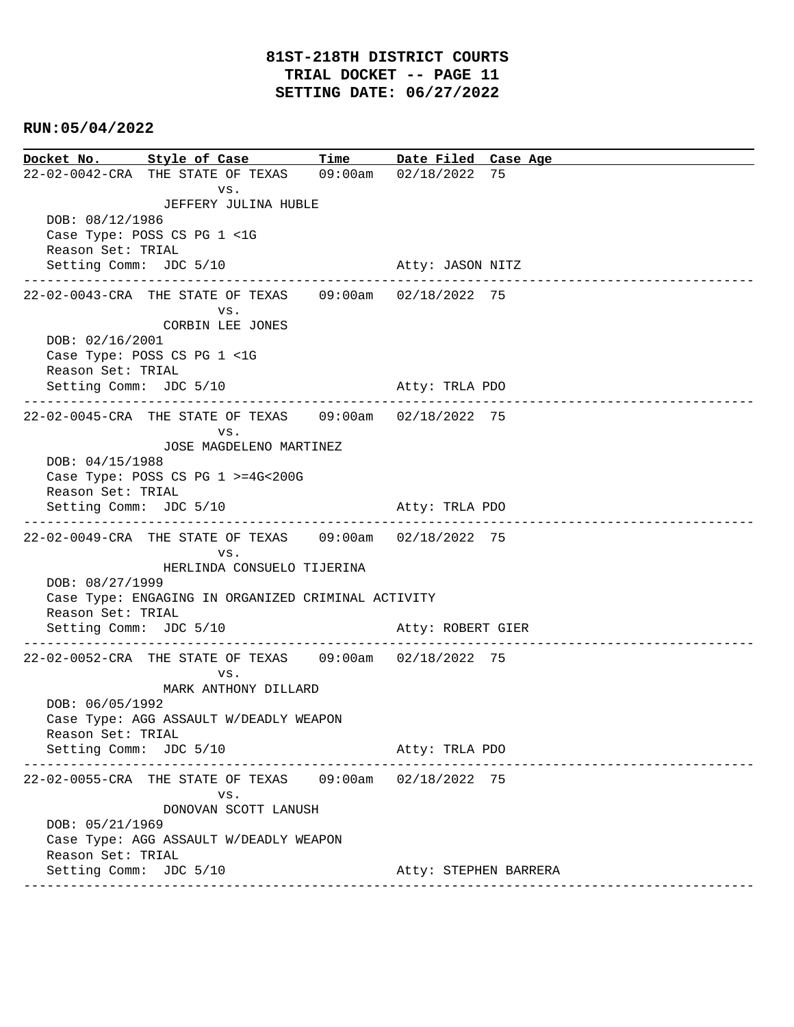# 81ST-218TH DISTRICT COURTS
## TRIAL DOCKET -- PAGE 11
## SETTING DATE: 06/27/2022

**RUN:05/04/2022**

| Docket No. | Style of Case | Time | Date Filed | Case Age |
|---|---|---|---|---|
| 22-02-0042-CRA | THE STATE OF TEXAS vs. JEFFERY JULINA HUBLE | 09:00am | 02/18/2022 | 75 |

DOB: 08/12/1986
Case Type: POSS CS PG 1 <1G
Reason Set: TRIAL
Setting Comm: JDC 5/10 — Atty: JASON NITZ

---

| Docket No. | Style of Case | Time | Date Filed | Case Age |
|---|---|---|---|---|
| 22-02-0043-CRA | THE STATE OF TEXAS vs. CORBIN LEE JONES | 09:00am | 02/18/2022 | 75 |

DOB: 02/16/2001
Case Type: POSS CS PG 1 <1G
Reason Set: TRIAL
Setting Comm: JDC 5/10 — Atty: TRLA PDO

---

| Docket No. | Style of Case | Time | Date Filed | Case Age |
|---|---|---|---|---|
| 22-02-0045-CRA | THE STATE OF TEXAS vs. JOSE MAGDELENO MARTINEZ | 09:00am | 02/18/2022 | 75 |

DOB: 04/15/1988
Case Type: POSS CS PG 1 >=4G<200G
Reason Set: TRIAL
Setting Comm: JDC 5/10 — Atty: TRLA PDO

---

| Docket No. | Style of Case | Time | Date Filed | Case Age |
|---|---|---|---|---|
| 22-02-0049-CRA | THE STATE OF TEXAS vs. HERLINDA CONSUELO TIJERINA | 09:00am | 02/18/2022 | 75 |

DOB: 08/27/1999
Case Type: ENGAGING IN ORGANIZED CRIMINAL ACTIVITY
Reason Set: TRIAL
Setting Comm: JDC 5/10 — Atty: ROBERT GIER

---

| Docket No. | Style of Case | Time | Date Filed | Case Age |
|---|---|---|---|---|
| 22-02-0052-CRA | THE STATE OF TEXAS vs. MARK ANTHONY DILLARD | 09:00am | 02/18/2022 | 75 |

DOB: 06/05/1992
Case Type: AGG ASSAULT W/DEADLY WEAPON
Reason Set: TRIAL
Setting Comm: JDC 5/10 — Atty: TRLA PDO

---

| Docket No. | Style of Case | Time | Date Filed | Case Age |
|---|---|---|---|---|
| 22-02-0055-CRA | THE STATE OF TEXAS vs. DONOVAN SCOTT LANUSH | 09:00am | 02/18/2022 | 75 |

DOB: 05/21/1969
Case Type: AGG ASSAULT W/DEADLY WEAPON
Reason Set: TRIAL
Setting Comm: JDC 5/10 — Atty: STEPHEN BARRERA

---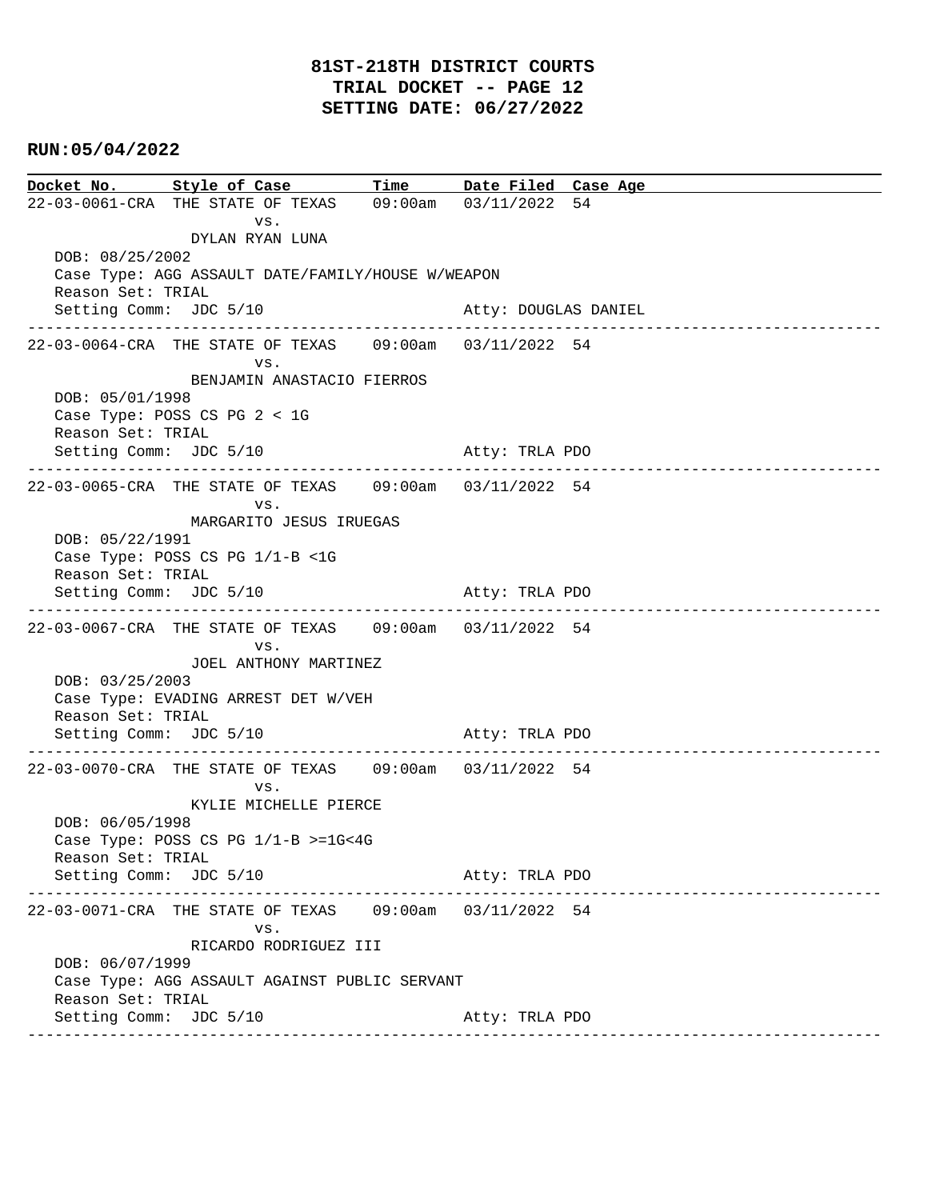**81ST-218TH DISTRICT COURTS**
**TRIAL DOCKET -- PAGE 12**
**SETTING DATE: 06/27/2022**

**RUN:05/04/2022**

| Docket No. | Style of Case | Time | Date Filed | Case Age |
|---|---|---|---|---|

22-03-0061-CRA THE STATE OF TEXAS 09:00am 03/11/2022 54
vs.
DYLAN RYAN LUNA
DOB: 08/25/2002
Case Type: AGG ASSAULT DATE/FAMILY/HOUSE W/WEAPON
Reason Set: TRIAL
Setting Comm: JDC 5/10 Atty: DOUGLAS DANIEL

---

22-03-0064-CRA THE STATE OF TEXAS 09:00am 03/11/2022 54
vs.
BENJAMIN ANASTACIO FIERROS
DOB: 05/01/1998
Case Type: POSS CS PG 2 < 1G
Reason Set: TRIAL
Setting Comm: JDC 5/10 Atty: TRLA PDO

---

22-03-0065-CRA THE STATE OF TEXAS 09:00am 03/11/2022 54
vs.
MARGARITO JESUS IRUEGAS
DOB: 05/22/1991
Case Type: POSS CS PG 1/1-B <1G
Reason Set: TRIAL
Setting Comm: JDC 5/10 Atty: TRLA PDO

---

22-03-0067-CRA THE STATE OF TEXAS 09:00am 03/11/2022 54
vs.
JOEL ANTHONY MARTINEZ
DOB: 03/25/2003
Case Type: EVADING ARREST DET W/VEH
Reason Set: TRIAL
Setting Comm: JDC 5/10 Atty: TRLA PDO

---

22-03-0070-CRA THE STATE OF TEXAS 09:00am 03/11/2022 54
vs.
KYLIE MICHELLE PIERCE
DOB: 06/05/1998
Case Type: POSS CS PG 1/1-B >=1G<4G
Reason Set: TRIAL
Setting Comm: JDC 5/10 Atty: TRLA PDO

---

22-03-0071-CRA THE STATE OF TEXAS 09:00am 03/11/2022 54
vs.
RICARDO RODRIGUEZ III
DOB: 06/07/1999
Case Type: AGG ASSAULT AGAINST PUBLIC SERVANT
Reason Set: TRIAL
Setting Comm: JDC 5/10 Atty: TRLA PDO

---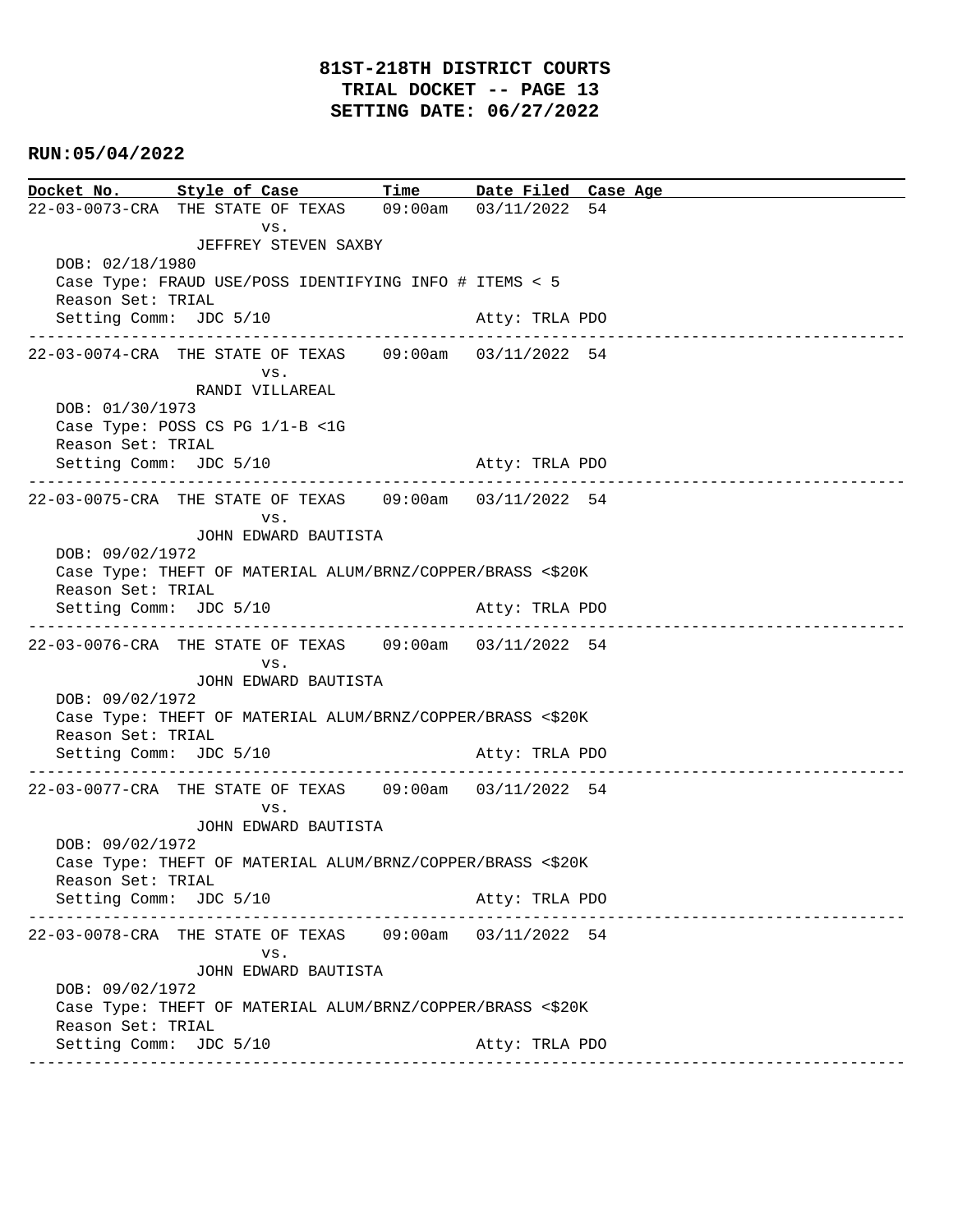**81ST-218TH DISTRICT COURTS**
**TRIAL DOCKET -- PAGE 13**
**SETTING DATE: 06/27/2022**

**RUN:05/04/2022**

| Docket No. | Style of Case | Time | Date Filed | Case Age |
|---|---|---|---|---|
| 22-03-0073-CRA | THE STATE OF TEXAS vs. JEFFREY STEVEN SAXBY | 09:00am | 03/11/2022 | 54 |

DOB: 02/18/1980
Case Type: FRAUD USE/POSS IDENTIFYING INFO # ITEMS < 5
Reason Set: TRIAL
Setting Comm: JDC 5/10 — Atty: TRLA PDO

---

| Docket No. | Style of Case | Time | Date Filed | Case Age |
|---|---|---|---|---|
| 22-03-0074-CRA | THE STATE OF TEXAS vs. RANDI VILLAREAL | 09:00am | 03/11/2022 | 54 |

DOB: 01/30/1973
Case Type: POSS CS PG 1/1-B <1G
Reason Set: TRIAL
Setting Comm: JDC 5/10 — Atty: TRLA PDO

---

| Docket No. | Style of Case | Time | Date Filed | Case Age |
|---|---|---|---|---|
| 22-03-0075-CRA | THE STATE OF TEXAS vs. JOHN EDWARD BAUTISTA | 09:00am | 03/11/2022 | 54 |

DOB: 09/02/1972
Case Type: THEFT OF MATERIAL ALUM/BRNZ/COPPER/BRASS <$20K
Reason Set: TRIAL
Setting Comm: JDC 5/10 — Atty: TRLA PDO

---

| Docket No. | Style of Case | Time | Date Filed | Case Age |
|---|---|---|---|---|
| 22-03-0076-CRA | THE STATE OF TEXAS vs. JOHN EDWARD BAUTISTA | 09:00am | 03/11/2022 | 54 |

DOB: 09/02/1972
Case Type: THEFT OF MATERIAL ALUM/BRNZ/COPPER/BRASS <$20K
Reason Set: TRIAL
Setting Comm: JDC 5/10 — Atty: TRLA PDO

---

| Docket No. | Style of Case | Time | Date Filed | Case Age |
|---|---|---|---|---|
| 22-03-0077-CRA | THE STATE OF TEXAS vs. JOHN EDWARD BAUTISTA | 09:00am | 03/11/2022 | 54 |

DOB: 09/02/1972
Case Type: THEFT OF MATERIAL ALUM/BRNZ/COPPER/BRASS <$20K
Reason Set: TRIAL
Setting Comm: JDC 5/10 — Atty: TRLA PDO

---

| Docket No. | Style of Case | Time | Date Filed | Case Age |
|---|---|---|---|---|
| 22-03-0078-CRA | THE STATE OF TEXAS vs. JOHN EDWARD BAUTISTA | 09:00am | 03/11/2022 | 54 |

DOB: 09/02/1972
Case Type: THEFT OF MATERIAL ALUM/BRNZ/COPPER/BRASS <$20K
Reason Set: TRIAL
Setting Comm: JDC 5/10 — Atty: TRLA PDO

---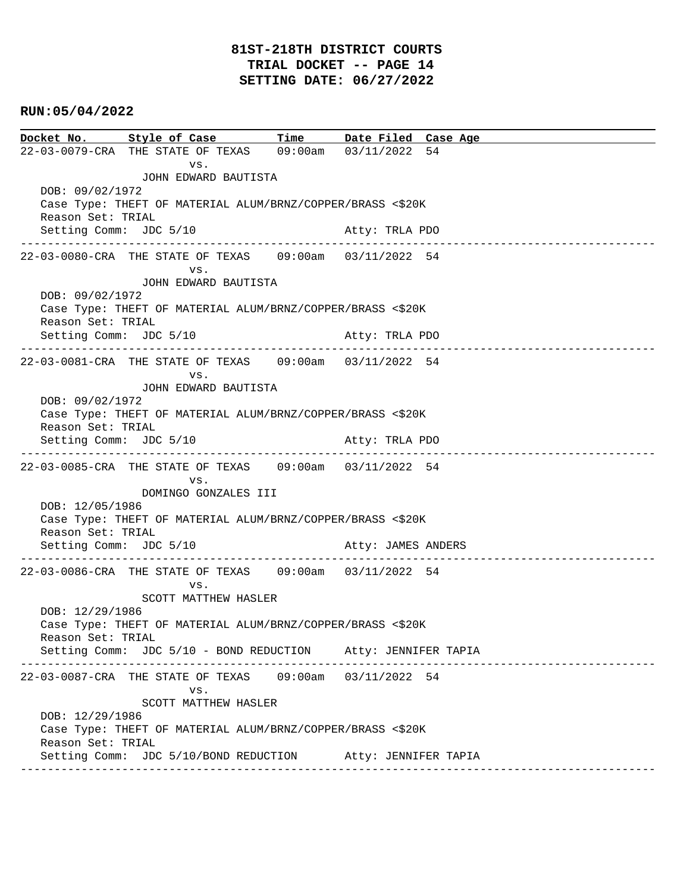**81ST-218TH DISTRICT COURTS**
**TRIAL DOCKET -- PAGE 14**
**SETTING DATE: 06/27/2022**

**RUN:05/04/2022**

| Docket No. | Style of Case | Time | Date Filed | Case Age |
|---|---|---|---|---|

```
22-03-0079-CRA  THE STATE OF TEXAS    09:00am   03/11/2022  54
                        vs.
                JOHN EDWARD BAUTISTA
   DOB: 09/02/1972
   Case Type: THEFT OF MATERIAL ALUM/BRNZ/COPPER/BRASS <$20K
   Reason Set: TRIAL
   Setting Comm:  JDC 5/10                         Atty: TRLA PDO
------------------------------------------------------------------------------------------------
22-03-0080-CRA  THE STATE OF TEXAS    09:00am   03/11/2022  54
                        vs.
                JOHN EDWARD BAUTISTA
   DOB: 09/02/1972
   Case Type: THEFT OF MATERIAL ALUM/BRNZ/COPPER/BRASS <$20K
   Reason Set: TRIAL
   Setting Comm:  JDC 5/10                         Atty: TRLA PDO
------------------------------------------------------------------------------------------------
22-03-0081-CRA  THE STATE OF TEXAS    09:00am   03/11/2022  54
                        vs.
                JOHN EDWARD BAUTISTA
   DOB: 09/02/1972
   Case Type: THEFT OF MATERIAL ALUM/BRNZ/COPPER/BRASS <$20K
   Reason Set: TRIAL
   Setting Comm:  JDC 5/10                         Atty: TRLA PDO
------------------------------------------------------------------------------------------------
22-03-0085-CRA  THE STATE OF TEXAS    09:00am   03/11/2022  54
                        vs.
                DOMINGO GONZALES III
   DOB: 12/05/1986
   Case Type: THEFT OF MATERIAL ALUM/BRNZ/COPPER/BRASS <$20K
   Reason Set: TRIAL
   Setting Comm:  JDC 5/10                         Atty: JAMES ANDERS
------------------------------------------------------------------------------------------------
22-03-0086-CRA  THE STATE OF TEXAS    09:00am   03/11/2022  54
                        vs.
                SCOTT MATTHEW HASLER
   DOB: 12/29/1986
   Case Type: THEFT OF MATERIAL ALUM/BRNZ/COPPER/BRASS <$20K
   Reason Set: TRIAL
   Setting Comm:  JDC 5/10 - BOND REDUCTION     Atty: JENNIFER TAPIA
------------------------------------------------------------------------------------------------
22-03-0087-CRA  THE STATE OF TEXAS    09:00am   03/11/2022  54
                        vs.
                SCOTT MATTHEW HASLER
   DOB: 12/29/1986
   Case Type: THEFT OF MATERIAL ALUM/BRNZ/COPPER/BRASS <$20K
   Reason Set: TRIAL
   Setting Comm:  JDC 5/10/BOND REDUCTION       Atty: JENNIFER TAPIA
------------------------------------------------------------------------------------------------
```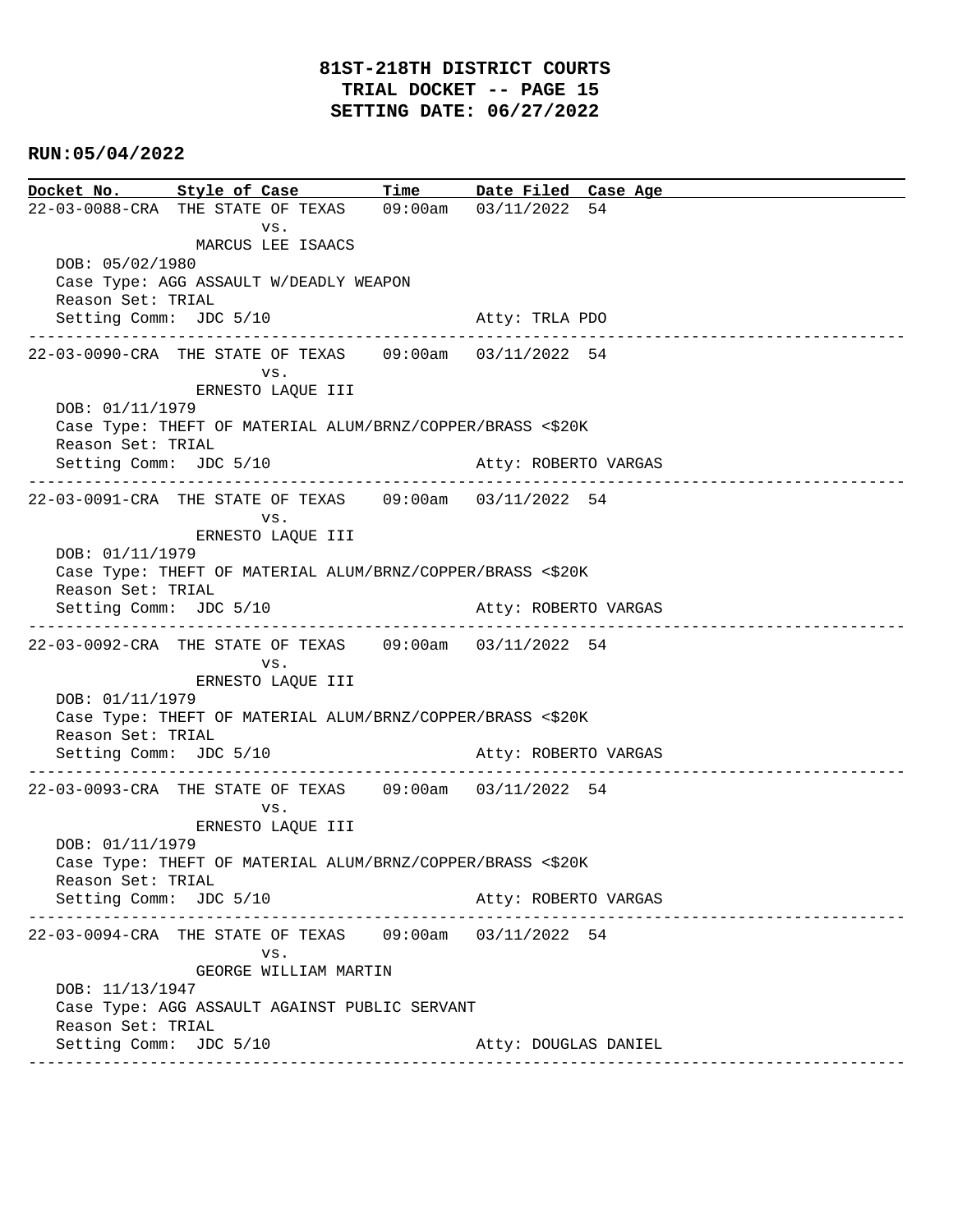# 81ST-218TH DISTRICT COURTS
## TRIAL DOCKET -- PAGE 15
## SETTING DATE: 06/27/2022

**RUN:05/04/2022**

| Docket No. | Style of Case | Time | Date Filed | Case Age |
|---|---|---|---|---|
| 22-03-0088-CRA | THE STATE OF TEXAS vs. MARCUS LEE ISAACS | 09:00am | 03/11/2022 | 54 |

DOB: 05/02/1980
Case Type: AGG ASSAULT W/DEADLY WEAPON
Reason Set: TRIAL
Setting Comm: JDC 5/10 — Atty: TRLA PDO

---

| Docket No. | Style of Case | Time | Date Filed | Case Age |
|---|---|---|---|---|
| 22-03-0090-CRA | THE STATE OF TEXAS vs. ERNESTO LAQUE III | 09:00am | 03/11/2022 | 54 |

DOB: 01/11/1979
Case Type: THEFT OF MATERIAL ALUM/BRNZ/COPPER/BRASS <$20K
Reason Set: TRIAL
Setting Comm: JDC 5/10 — Atty: ROBERTO VARGAS

---

| Docket No. | Style of Case | Time | Date Filed | Case Age |
|---|---|---|---|---|
| 22-03-0091-CRA | THE STATE OF TEXAS vs. ERNESTO LAQUE III | 09:00am | 03/11/2022 | 54 |

DOB: 01/11/1979
Case Type: THEFT OF MATERIAL ALUM/BRNZ/COPPER/BRASS <$20K
Reason Set: TRIAL
Setting Comm: JDC 5/10 — Atty: ROBERTO VARGAS

---

| Docket No. | Style of Case | Time | Date Filed | Case Age |
|---|---|---|---|---|
| 22-03-0092-CRA | THE STATE OF TEXAS vs. ERNESTO LAQUE III | 09:00am | 03/11/2022 | 54 |

DOB: 01/11/1979
Case Type: THEFT OF MATERIAL ALUM/BRNZ/COPPER/BRASS <$20K
Reason Set: TRIAL
Setting Comm: JDC 5/10 — Atty: ROBERTO VARGAS

---

| Docket No. | Style of Case | Time | Date Filed | Case Age |
|---|---|---|---|---|
| 22-03-0093-CRA | THE STATE OF TEXAS vs. ERNESTO LAQUE III | 09:00am | 03/11/2022 | 54 |

DOB: 01/11/1979
Case Type: THEFT OF MATERIAL ALUM/BRNZ/COPPER/BRASS <$20K
Reason Set: TRIAL
Setting Comm: JDC 5/10 — Atty: ROBERTO VARGAS

---

| Docket No. | Style of Case | Time | Date Filed | Case Age |
|---|---|---|---|---|
| 22-03-0094-CRA | THE STATE OF TEXAS vs. GEORGE WILLIAM MARTIN | 09:00am | 03/11/2022 | 54 |

DOB: 11/13/1947
Case Type: AGG ASSAULT AGAINST PUBLIC SERVANT
Reason Set: TRIAL
Setting Comm: JDC 5/10 — Atty: DOUGLAS DANIEL

---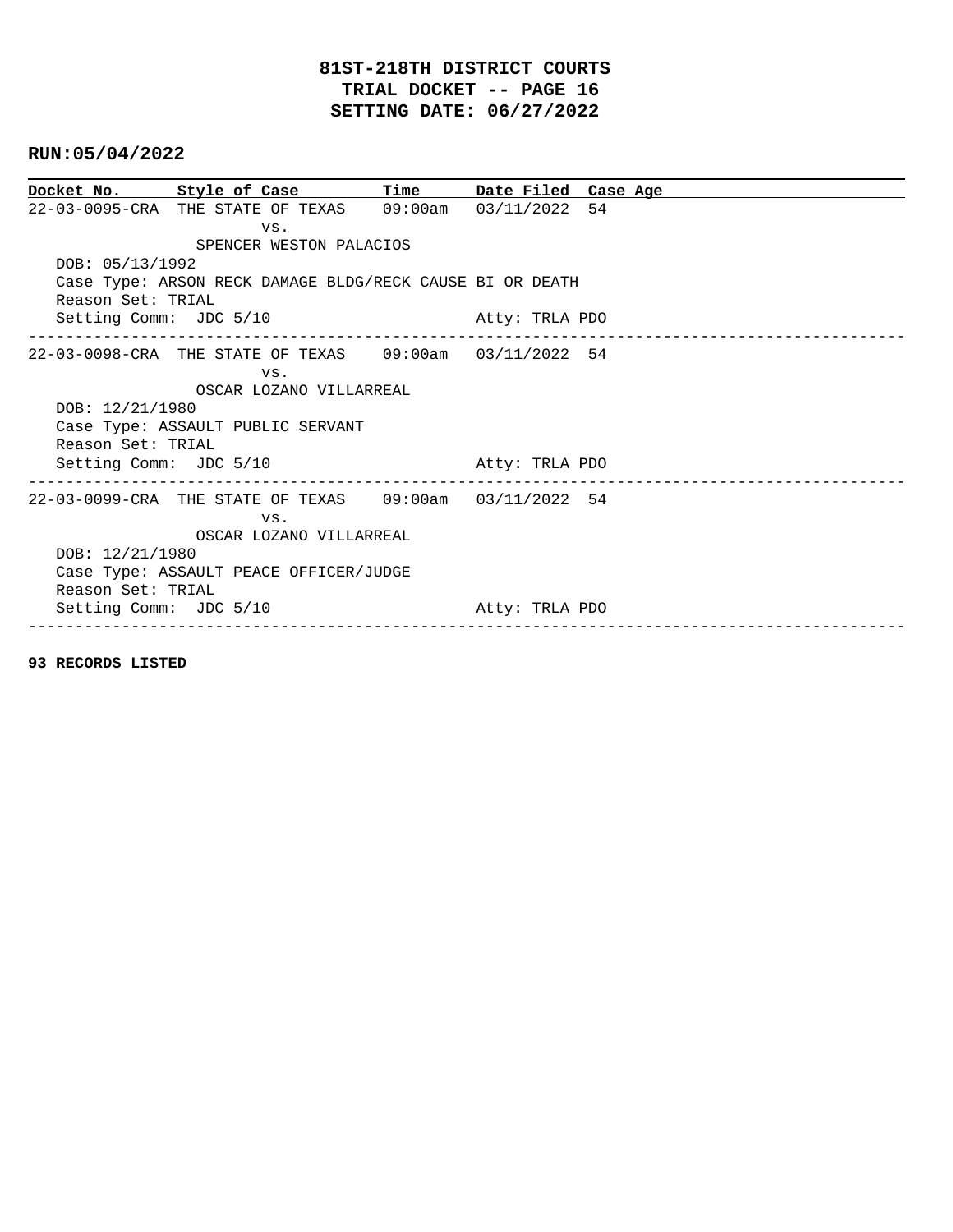# 81ST-218TH DISTRICT COURTS
## TRIAL DOCKET -- PAGE 16
## SETTING DATE: 06/27/2022

**RUN:05/04/2022**

| Docket No. | Style of Case | Time | Date Filed | Case Age |
|---|---|---|---|---|
| 22-03-0095-CRA | THE STATE OF TEXAS vs. SPENCER WESTON PALACIOS | 09:00am | 03/11/2022 | 54 |

DOB: 05/13/1992
Case Type: ARSON RECK DAMAGE BLDG/RECK CAUSE BI OR DEATH
Reason Set: TRIAL
Setting Comm: JDC 5/10 Atty: TRLA PDO

---

| Docket No. | Style of Case | Time | Date Filed | Case Age |
|---|---|---|---|---|
| 22-03-0098-CRA | THE STATE OF TEXAS vs. OSCAR LOZANO VILLARREAL | 09:00am | 03/11/2022 | 54 |

DOB: 12/21/1980
Case Type: ASSAULT PUBLIC SERVANT
Reason Set: TRIAL
Setting Comm: JDC 5/10 Atty: TRLA PDO

---

| Docket No. | Style of Case | Time | Date Filed | Case Age |
|---|---|---|---|---|
| 22-03-0099-CRA | THE STATE OF TEXAS vs. OSCAR LOZANO VILLARREAL | 09:00am | 03/11/2022 | 54 |

DOB: 12/21/1980
Case Type: ASSAULT PEACE OFFICER/JUDGE
Reason Set: TRIAL
Setting Comm: JDC 5/10 Atty: TRLA PDO

---

**93 RECORDS LISTED**